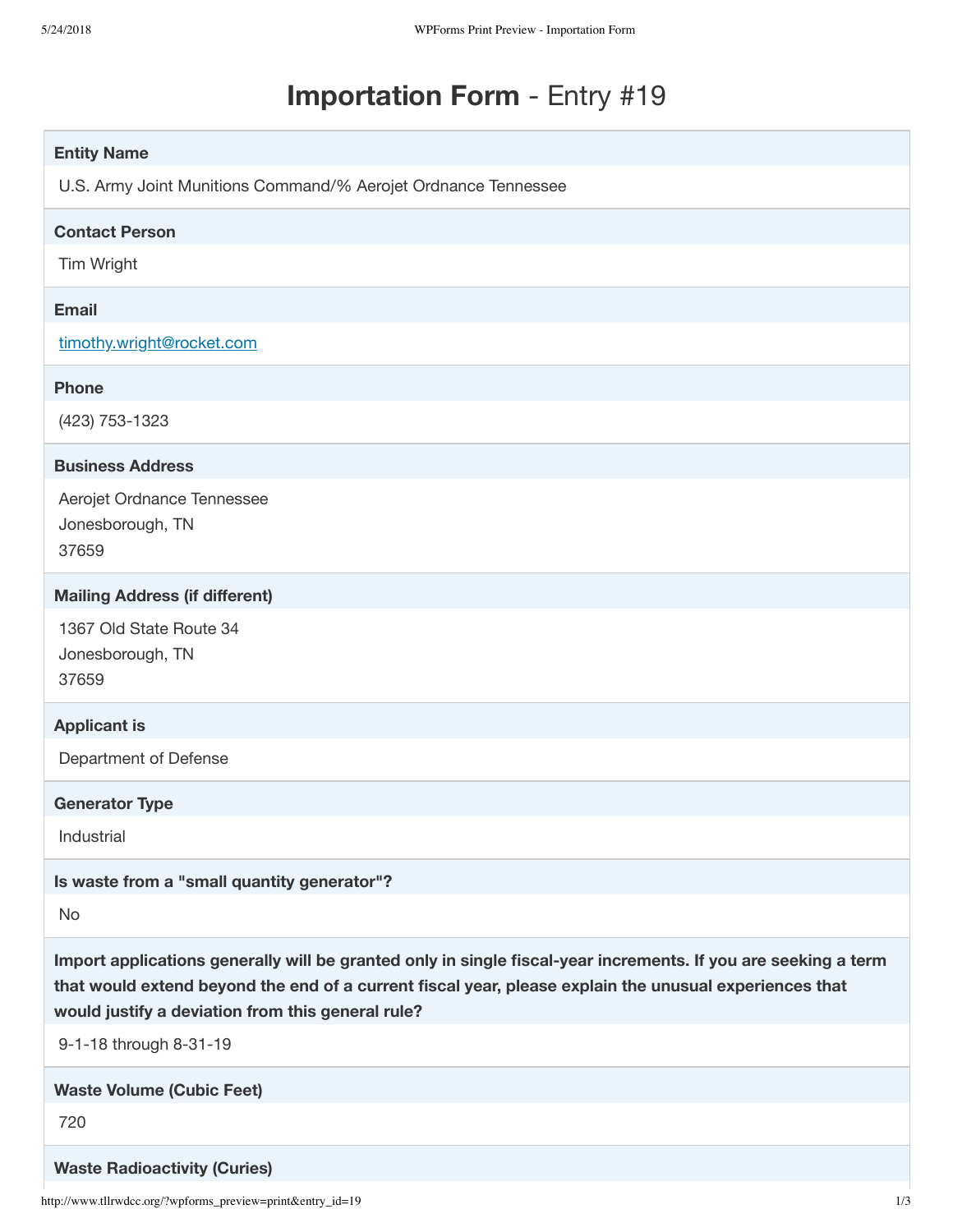# **Importation Form** - Entry #19

**Entity Name**

U.S. Army Joint Munitions Command/% Aerojet Ordnance Tennessee

**Contact Person**

Tim Wright

**Email**

timothy.wright@rocket.com

**Phone**

(423) 753-1323

**Business Address**

Aerojet Ordnance Tennessee
Jonesborough, TN
37659

**Mailing Address (if different)**

1367 Old State Route 34
Jonesborough, TN
37659

**Applicant is**

Department of Defense

**Generator Type**

Industrial

**Is waste from a "small quantity generator"?**

No

**Import applications generally will be granted only in single fiscal-year increments. If you are seeking a term that would extend beyond the end of a current fiscal year, please explain the unusual experiences that would justify a deviation from this general rule?**

9-1-18 through 8-31-19

**Waste Volume (Cubic Feet)**

720

**Waste Radioactivity (Curies)**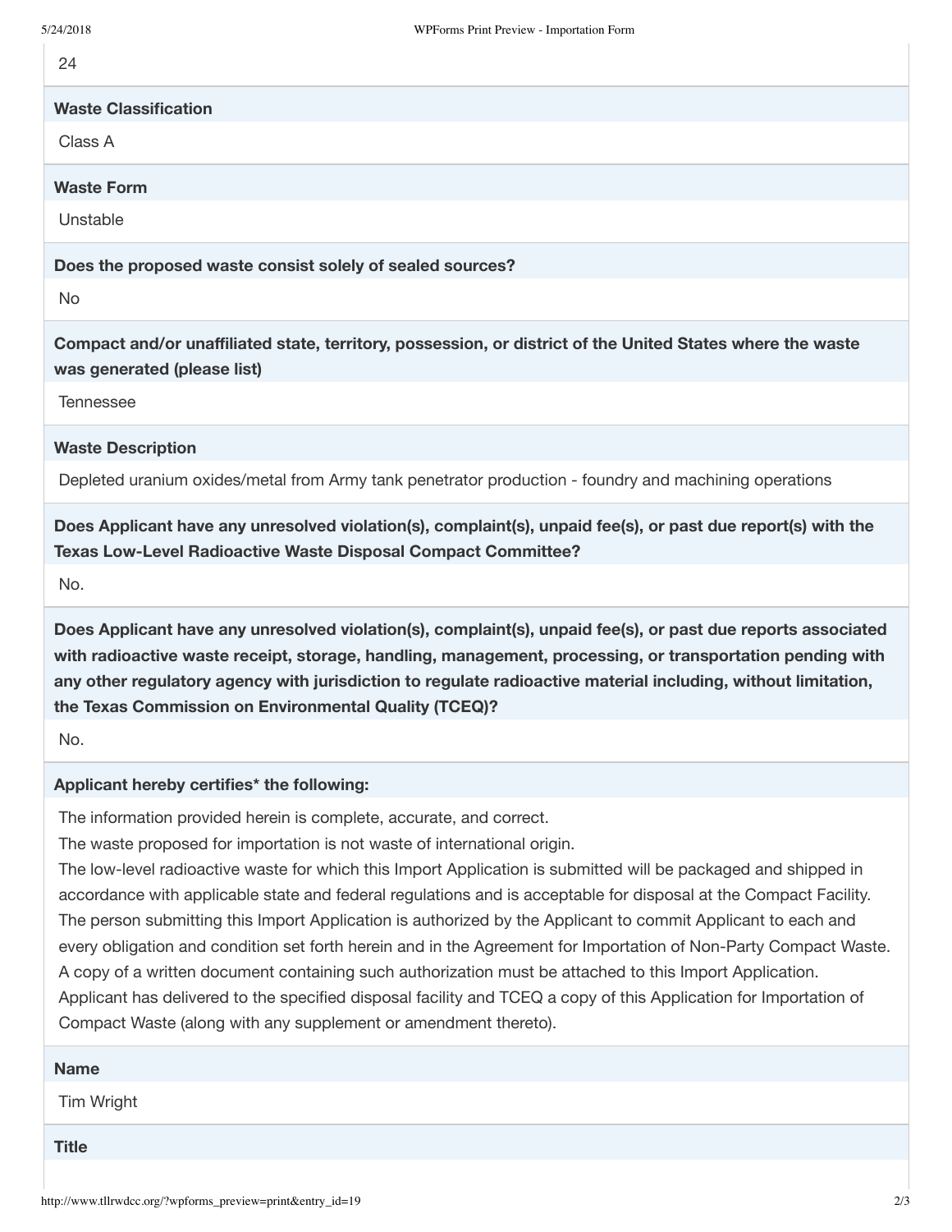24

**Waste Classification**

Class A

**Waste Form**

Unstable

**Does the proposed waste consist solely of sealed sources?**

No

**Compact and/or unaffiliated state, territory, possession, or district of the United States where the waste was generated (please list)**

Tennessee

**Waste Description**

Depleted uranium oxides/metal from Army tank penetrator production - foundry and machining operations

**Does Applicant have any unresolved violation(s), complaint(s), unpaid fee(s), or past due report(s) with the Texas Low-Level Radioactive Waste Disposal Compact Committee?**

No.

**Does Applicant have any unresolved violation(s), complaint(s), unpaid fee(s), or past due reports associated with radioactive waste receipt, storage, handling, management, processing, or transportation pending with any other regulatory agency with jurisdiction to regulate radioactive material including, without limitation, the Texas Commission on Environmental Quality (TCEQ)?**

No.

**Applicant hereby certifies* the following:**

The information provided herein is complete, accurate, and correct.
The waste proposed for importation is not waste of international origin.
The low-level radioactive waste for which this Import Application is submitted will be packaged and shipped in accordance with applicable state and federal regulations and is acceptable for disposal at the Compact Facility.
The person submitting this Import Application is authorized by the Applicant to commit Applicant to each and every obligation and condition set forth herein and in the Agreement for Importation of Non-Party Compact Waste. A copy of a written document containing such authorization must be attached to this Import Application.
Applicant has delivered to the specified disposal facility and TCEQ a copy of this Application for Importation of Compact Waste (along with any supplement or amendment thereto).

**Name**

Tim Wright

**Title**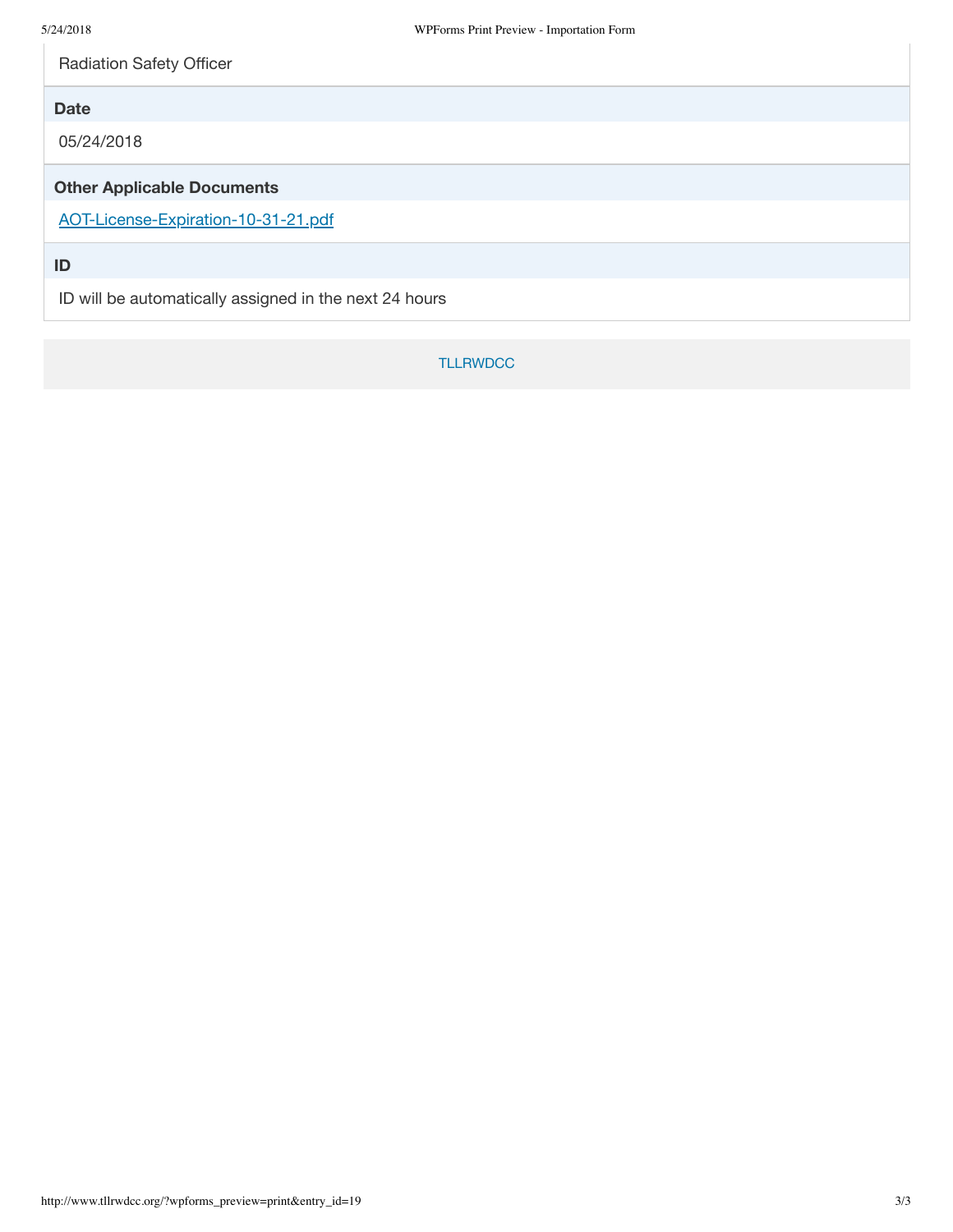Radiation Safety Officer

**Date**

05/24/2018

**Other Applicable Documents**

AOT-License-Expiration-10-31-21.pdf

**ID**

ID will be automatically assigned in the next 24 hours

TLLRWDCC